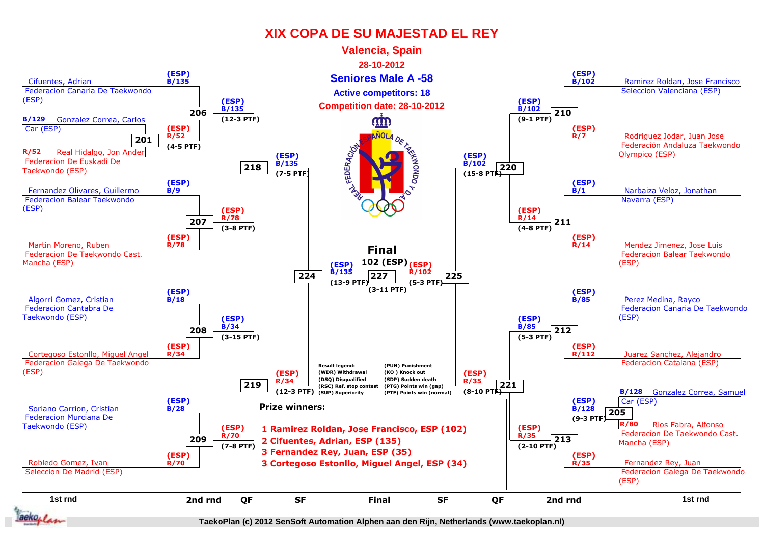# XIX COPA DE SU MAJESTAD EL REY

## Valencia, Spain

**28-10-2012**

## Seniores Male A -58

**Active competitors: 18**

**Competition date: 28-10-2012**

### Left side of bracket

**1st rnd / 2nd rnd**

- Cifuentes, Adrian — Federacion Canaria De Taekwondo (ESP) — (ESP) B/135
- B/129 Gonzalez Correa, Carlos — Car (ESP)
- R/52 Real Hidalgo, Jon Ander — Federacion De Euskadi De Taekwondo (ESP)
- 201: (ESP) R/52 (4-5 PTF)
- 206: (ESP) B/135 (12-3 PTF)
- Fernandez Olivares, Guillermo — Federacion Balear Taekwondo (ESP) — (ESP) B/9
- Martin Moreno, Ruben — Federacion De Taekwondo Cast. Mancha (ESP) — (ESP) R/78
- 207: (ESP) R/78 (3-8 PTF)
- 218: (ESP) B/135 (7-5 PTF)
- Algorri Gomez, Cristian — Federacion Cantabra De Taekwondo (ESP) — (ESP) B/18
- Cortegoso Estonllo, Miguel Angel — Federacion Galega De Taekwondo (ESP) — (ESP) R/34
- 208: (ESP) B/34 (3-15 PTF)
- Soriano Carrion, Cristian — Federacion Murciana De Taekwondo (ESP) — (ESP) B/28
- Robledo Gomez, Ivan — Seleccion De Madrid (ESP) — (ESP) R/70
- 209: (ESP) R/70 (7-8 PTF)
- 219: (ESP) R/34 (12-3 PTF)
- 224: (ESP) B/135 (13-9 PTF)

### Right side of bracket

- Ramirez Roldan, Jose Francisco — Seleccion Valenciana (ESP) — (ESP) B/102
- Rodriguez Jodar, Juan Jose — Federación Andaluza Taekwondo Olympico (ESP) — (ESP) R/7
- 210: (ESP) B/102 (9-1 PTF)
- Narbaiza Veloz, Jonathan — Navarra (ESP) — (ESP) B/1
- Mendez Jimenez, Jose Luis — Federacion Balear Taekwondo (ESP) — (ESP) R/14
- 211: (ESP) R/14 (4-8 PTF)
- 220: (ESP) B/102 (15-8 PTF)
- Perez Medina, Rayco — Federacion Canaria De Taekwondo (ESP) — (ESP) B/85
- Juarez Sanchez, Alejandro — Federacion Catalana (ESP) — (ESP) R/112
- 212: (ESP) B/85 (5-3 PTF)
- B/128 Gonzalez Correa, Samuel — Car (ESP)
- R/80 Rios Fabra, Alfonso — Federacion De Taekwondo Cast. Mancha (ESP)
- 205: (ESP) B/128 (9-3 PTF)
- Fernandez Rey, Juan — Federacion Galega De Taekwondo (ESP) — (ESP) R/35
- 213: (ESP) R/35 (2-10 PTF)
- 221: (ESP) R/35 (8-10 PTF)
- 225: (ESP) R/102 (5-3 PTF)

### Final

**102 (ESP)**

227: (ESP) B/135 vs (ESP) R/102 (3-11 PTF)

**Result legend:**

| | |
|---|---|
| (WDR) Withdrawal | (PUN) Punishment |
| (DSQ) Disqualified | (KO ) Knock out |
| (RSC) Ref. stop contest | (SDP) Sudden death |
| (SUP) Superiority | (PTG) Points win (gap) |
| | (PTF) Points win (normal) |

**Prize winners:**

1 Ramirez Roldan, Jose Francisco, ESP (102)
2 Cifuentes, Adrian, ESP (135)
3 Fernandez Rey, Juan, ESP (35)
3 Cortegoso Estonllo, Miguel Angel, ESP (34)

1st rnd | 2nd rnd | QF | SF | Final | SF | QF | 2nd rnd | 1st rnd

TaekoPlan (c) 2012 SenSoft Automation Alphen aan den Rijn, Netherlands (www.taekoplan.nl)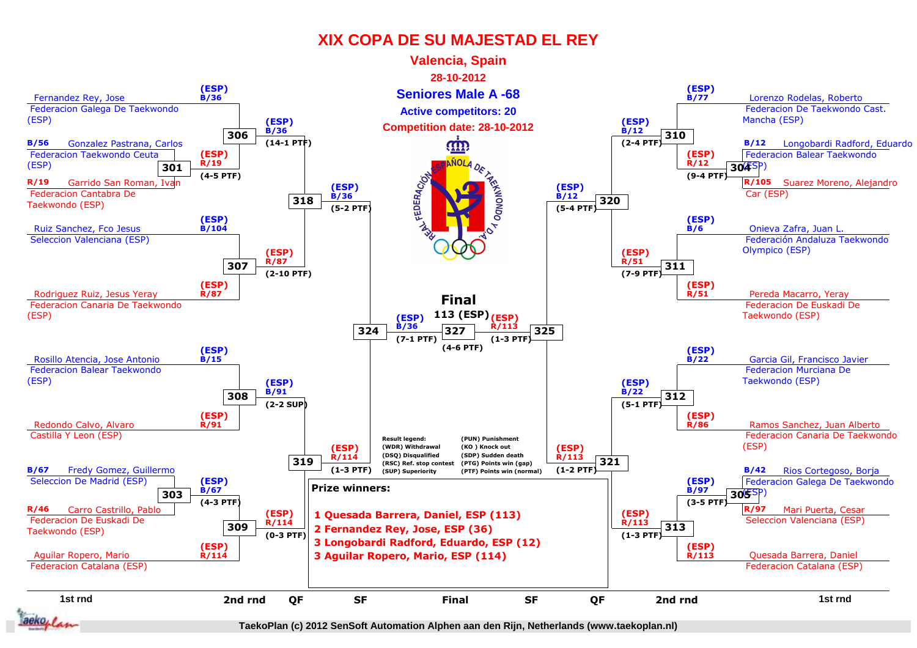# XIX COPA DE SU MAJESTAD EL REY

## Valencia, Spain

**28-10-2012**

### Seniores Male A -68

**Active competitors: 20**

**Competition date: 28-10-2012**

## 1st round

| Match | Competitor (Blue) | Competitor (Red) | Winner | Score |
|---|---|---|---|---|
| 301 | B/56 Gonzalez Pastrana, Carlos – Federacion Taekwondo Ceuta (ESP) | R/19 Garrido San Roman, Ivan – Federacion Cantabra De Taekwondo (ESP) | (ESP) R/19 | (4-5 PTF) |
| 303 | B/67 Fredy Gomez, Guillermo – Seleccion De Madrid (ESP) | R/46 Carro Castrillo, Pablo – Federacion De Euskadi De Taekwondo (ESP) | (ESP) B/67 | (4-3 PTF) |
| 304 | B/12 Longobardi Radford, Eduardo – Federacion Balear Taekwondo (ESP) | R/105 Suarez Moreno, Alejandro – Car (ESP) | (ESP) B/12 | (9-4 PTF) |
| 305 | B/42 Rios Cortegoso, Borja – Federacion Galega De Taekwondo (ESP) | R/97 Mari Puerta, Cesar – Seleccion Valenciana (ESP) | (ESP) B/97 | (3-5 PTF) |

## 2nd round

| Match | Competitor (Blue) | Competitor (Red) | Winner | Score |
|---|---|---|---|---|
| 306 | (ESP) B/36 Fernandez Rey, Jose – Federacion Galega De Taekwondo (ESP) | (ESP) R/19 | (ESP) B/36 | (14-1 PTF) |
| 307 | (ESP) B/104 Ruiz Sanchez, Fco Jesus – Seleccion Valenciana (ESP) | (ESP) R/87 Rodriguez Ruiz, Jesus Yeray – Federacion Canaria De Taekwondo (ESP) | (ESP) R/87 | (2-10 PTF) |
| 308 | (ESP) B/15 Rosillo Atencia, Jose Antonio – Federacion Balear Taekwondo (ESP) | (ESP) R/91 Redondo Calvo, Alvaro – Castilla Y Leon (ESP) | (ESP) B/91 | (2-2 SUP) |
| 309 | (ESP) B/67 | (ESP) R/114 Aguilar Ropero, Mario – Federacion Catalana (ESP) | (ESP) R/114 | (0-3 PTF) |
| 310 | (ESP) B/77 Lorenzo Rodelas, Roberto – Federacion De Taekwondo Cast. Mancha (ESP) | (ESP) R/12 | (ESP) B/12 | (2-4 PTF) |
| 311 | (ESP) B/6 Onieva Zafra, Juan L. – Federación Andaluza Taekwondo Olympico (ESP) | (ESP) R/51 Pereda Macarro, Yeray – Federacion De Euskadi De Taekwondo (ESP) | (ESP) R/51 | (7-9 PTF) |
| 312 | (ESP) B/22 Garcia Gil, Francisco Javier – Federacion Murciana De Taekwondo (ESP) | (ESP) R/86 Ramos Sanchez, Juan Alberto – Federacion Canaria De Taekwondo (ESP) | (ESP) B/22 | (5-1 PTF) |
| 313 | (ESP) B/97 | (ESP) R/113 Quesada Barrera, Daniel – Federacion Catalana (ESP) | (ESP) R/113 | (1-3 PTF) |

## QF

| Match | Winner | Score |
|---|---|---|
| 318 | (ESP) B/36 | (5-2 PTF) |
| 319 | (ESP) R/114 | (1-3 PTF) |
| 320 | (ESP) B/12 | (5-4 PTF) |
| 321 | (ESP) R/113 | (1-2 PTF) |

## SF

| Match | Winner | Score |
|---|---|---|
| 324 | (ESP) B/36 | (7-1 PTF) |
| 325 | (ESP) R/113 | (1-3 PTF) |

## Final

| Match | Winner | Score |
|---|---|---|
| 327 | 113 (ESP) | (4-6 PTF) |

**Result legend:**

- (WDR) Withdrawal
- (DSQ) Disqualified
- (RSC) Ref. stop contest
- (SUP) Superiority
- (PUN) Punishment
- (KO ) Knock out
- (SDP) Sudden death
- (PTG) Points win (gap)
- (PTF) Points win (normal)

**Prize winners:**

1 Quesada Barrera, Daniel, ESP (113)
2 Fernandez Rey, Jose, ESP (36)
3 Longobardi Radford, Eduardo, ESP (12)
3 Aguilar Ropero, Mario, ESP (114)

1st rnd | 2nd rnd | QF | SF | Final | SF | QF | 2nd rnd | 1st rnd

TaekoPlan (c) 2012 SenSoft Automation Alphen aan den Rijn, Netherlands (www.taekoplan.nl)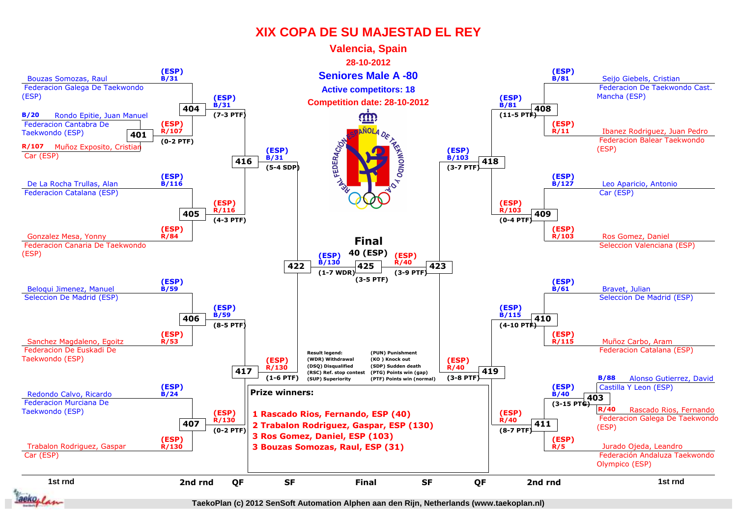# XIX COPA DE SU MAJESTAD EL REY

## Valencia, Spain

**28-10-2012**

### Seniores Male A -80

**Active competitors: 18**

**Competition date: 28-10-2012**

## Bracket

### 1st round

| Match | Blue | Red | Result |
|---|---|---|---|
| 401 | B/20 Rondo Epitie, Juan Manuel – Federacion Cantabra De Taekwondo (ESP) | R/107 Muñoz Exposito, Cristian – Car (ESP) | R/107 (0-2 PTF) |
| 403 | B/88 Alonso Gutierrez, David – Castilla Y Leon (ESP) | R/40 Rascado Rios, Fernando – Federacion Galega De Taekwondo (ESP) | B/40 (3-15 PTG) |

### 2nd round

| Match | Blue | Red | Result |
|---|---|---|---|
| 404 | B/31 Bouzas Somozas, Raul – Federacion Galega De Taekwondo (ESP) | R/107 | B/31 (7-3 PTF) |
| 405 | B/116 De La Rocha Trullas, Alan – Federacion Catalana (ESP) | R/84 Gonzalez Mesa, Yonny – Federacion Canaria De Taekwondo (ESP) | R/116 (4-3 PTF) |
| 406 | B/59 Beloqui Jimenez, Manuel – Seleccion De Madrid (ESP) | R/53 Sanchez Magdaleno, Egoitz – Federacion De Euskadi De Taekwondo (ESP) | B/59 (8-5 PTF) |
| 407 | B/24 Redondo Calvo, Ricardo – Federacion Murciana De Taekwondo (ESP) | R/130 Trabalon Rodriguez, Gaspar – Car (ESP) | R/130 (0-2 PTF) |
| 408 | B/81 Seijo Giebels, Cristian – Federacion De Taekwondo Cast. Mancha (ESP) | R/11 Ibanez Rodriguez, Juan Pedro – Federacion Balear Taekwondo (ESP) | B/81 (11-5 PTF) |
| 409 | B/127 Leo Aparicio, Antonio – Car (ESP) | R/103 Ros Gomez, Daniel – Seleccion Valenciana (ESP) | R/103 (0-4 PTF) |
| 410 | B/61 Bravet, Julian – Seleccion De Madrid (ESP) | R/115 Muñoz Carbo, Aram – Federacion Catalana (ESP) | B/115 (4-10 PTF) |
| 411 | B/40 | R/5 Jurado Ojeda, Leandro – Federación Andaluza Taekwondo Olympico (ESP) | R/40 (8-7 PTF) |

### QF

| Match | Blue | Red | Result |
|---|---|---|---|
| 416 | B/31 | R/116 | B/31 (5-4 SDP) |
| 417 | B/59 | R/130 | R/130 (1-6 PTF) |
| 418 | B/81 | R/103 | B/103 (3-7 PTF) |
| 419 | B/115 | R/40 | R/40 (3-8 PTF) |

### SF

| Match | Blue | Red | Result |
|---|---|---|---|
| 422 | B/31 | R/130 | B/130 (1-7 WDR) |
| 423 | B/103 | R/40 | R/40 (3-9 PTF) |

### Final

| Match | Blue | Red | Result |
|---|---|---|---|
| 425 | B/130 | R/40 | 40 (ESP) (3-5 PTF) |

**Result legend:**

- (WDR) Withdrawal
- (DSQ) Disqualified
- (RSC) Ref. stop contest
- (SUP) Superiority
- (PUN) Punishment
- (KO ) Knock out
- (SDP) Sudden death
- (PTG) Points win (gap)
- (PTF) Points win (normal)

**Prize winners:**

1. Rascado Rios, Fernando, ESP (40)
2. Trabalon Rodriguez, Gaspar, ESP (130)
3. Ros Gomez, Daniel, ESP (103)
3. Bouzas Somozas, Raul, ESP (31)

TaekoPlan (c) 2012 SenSoft Automation Alphen aan den Rijn, Netherlands (www.taekoplan.nl)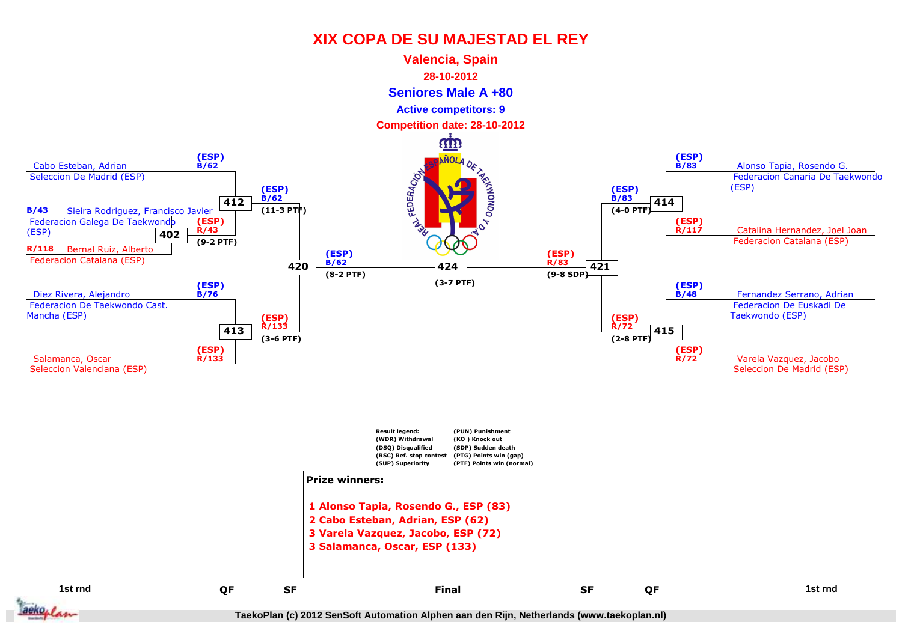# XIX COPA DE SU MAJESTAD EL REY

**Valencia, Spain**

**28-10-2012**

## Seniores Male A +80

**Active competitors: 9**

**Competition date: 28-10-2012**

### 1st rnd

- Match 402: B/43 Sieira Rodriguez, Francisco Javier — Federacion Galega De Taekwondo (ESP) vs. R/118 Bernal Ruiz, Alberto — Federacion Catalana (ESP) → Winner: (ESP) R/43 (9-2 PTF)

### QF

- Match 412: B/62 Cabo Esteban, Adrian — Seleccion De Madrid (ESP) vs. R/43 (ESP) → Winner: (ESP) B/62 (11-3 PTF)
- Match 413: B/76 Diez Rivera, Alejandro — Federacion De Taekwondo Cast. Mancha (ESP) vs. R/133 Salamanca, Oscar — Seleccion Valenciana (ESP) → Winner: (ESP) R/133 (3-6 PTF)
- Match 414: B/83 Alonso Tapia, Rosendo G. — Federacion Canaria De Taekwondo (ESP) vs. R/117 Catalina Hernandez, Joel Joan — Federacion Catalana (ESP) → Winner: (ESP) B/83 (4-0 PTF)
- Match 415: B/48 Fernandez Serrano, Adrian — Federacion De Euskadi De Taekwondo (ESP) vs. R/72 Varela Vazquez, Jacobo — Seleccion De Madrid (ESP) → Winner: (ESP) R/72 (2-8 PTF)

### SF

- Match 420: (ESP) B/62 vs. (ESP) R/133 → Winner: (ESP) B/62 (8-2 PTF)
- Match 421: (ESP) B/83 vs. (ESP) R/72 → Winner: (ESP) R/83 (9-8 SDP)

### Final

- Match 424: (ESP) B/62 vs. (ESP) R/83 → (3-7 PTF)

**Result legend:**

| | |
|---|---|
| (WDR) Withdrawal | (PUN) Punishment |
| (DSQ) Disqualified | (KO ) Knock out |
| (RSC) Ref. stop contest | (SDP) Sudden death |
| (SUP) Superiority | (PTG) Points win (gap) |
| | (PTF) Points win (normal) |

**Prize winners:**

1 Alonso Tapia, Rosendo G., ESP (83)
2 Cabo Esteban, Adrian, ESP (62)
3 Varela Vazquez, Jacobo, ESP (72)
3 Salamanca, Oscar, ESP (133)

TaekoPlan (c) 2012 SenSoft Automation Alphen aan den Rijn, Netherlands (www.taekoplan.nl)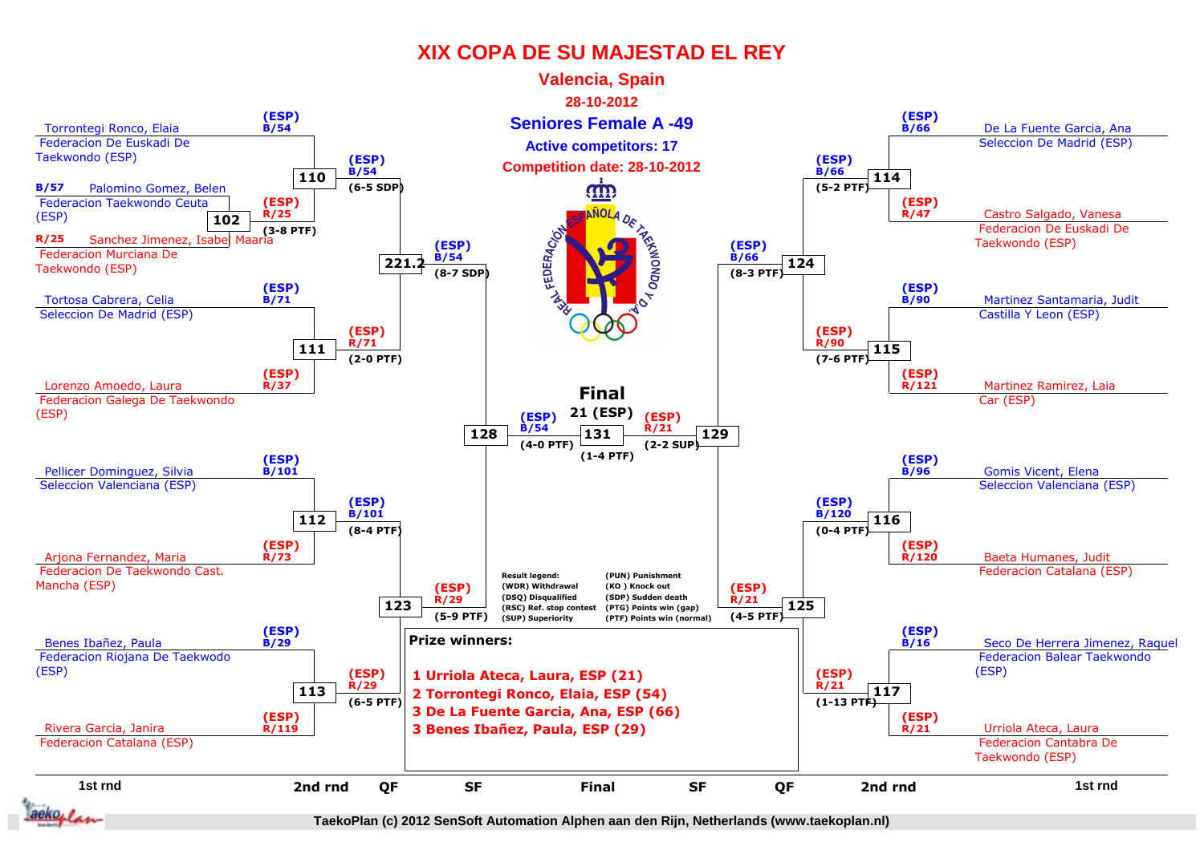# XIX COPA DE SU MAJESTAD EL REY

## Valencia, Spain

**28-10-2012**

## Seniores Female A -49

**Active competitors: 17**

**Competition date: 28-10-2012**

### 1st round (left side)

| Match | Blue | Red | Result |
|---|---|---|---|
| 102 | B/57 Palomino Gomez, Belen — Federacion Taekwondo Ceuta (ESP) | R/25 Sanchez Jimenez, Isabel Maaria — Federacion Murciana De Taekwondo (ESP) | (3-8 PTF) |

### 2nd round (left side)

| Match | Blue | Red | Result |
|---|---|---|---|
| 110 | (ESP) B/54 Torrontegi Ronco, Elaia — Federacion De Euskadi De Taekwondo (ESP) | (ESP) R/25 Sanchez Jimenez, Isabel Maaria | (6-5 SDP) |
| 111 | (ESP) B/71 Tortosa Cabrera, Celia — Seleccion De Madrid (ESP) | (ESP) R/37 Lorenzo Amoedo, Laura — Federacion Galega De Taekwondo (ESP) | (2-0 PTF) |
| 112 | (ESP) B/101 Pellicer Dominguez, Silvia — Seleccion Valenciana (ESP) | (ESP) R/73 Arjona Fernandez, Maria — Federacion De Taekwondo Cast. Mancha (ESP) | (8-4 PTF) |
| 113 | (ESP) B/29 Benes Ibañez, Paula — Federacion Riojana De Taekwodo (ESP) | (ESP) R/119 Rivera Garcia, Janira — Federacion Catalana (ESP) | (6-5 PTF) |

### 2nd round (right side)

| Match | Blue | Red | Result |
|---|---|---|---|
| 114 | (ESP) B/66 De La Fuente Garcia, Ana — Seleccion De Madrid (ESP) | (ESP) R/47 Castro Salgado, Vanesa — Federacion De Euskadi De Taekwondo (ESP) | (5-2 PTF) |
| 115 | (ESP) B/90 Martinez Santamaria, Judit — Castilla Y Leon (ESP) | (ESP) R/121 Martinez Ramirez, Laia — Car (ESP) | (7-6 PTF) |
| 116 | (ESP) B/96 Gomis Vicent, Elena — Seleccion Valenciana (ESP) | (ESP) R/120 Baeta Humanes, Judit — Federacion Catalana (ESP) | (0-4 PTF) |
| 117 | (ESP) B/16 Seco De Herrera Jimenez, Raquel — Federacion Balear Taekwondo (ESP) | (ESP) R/21 Urriola Ateca, Laura — Federacion Cantabra De Taekwondo (ESP) | (1-13 PTF) |

### Quarterfinals

| Match | Blue | Red | Result |
|---|---|---|---|
| 221.2 | (ESP) B/54 | (ESP) R/71 | (8-7 SDP) |
| 123 | (ESP) B/101 | (ESP) R/29 | (5-9 PTF) |
| 124 | (ESP) B/66 | (ESP) R/90 | (8-3 PTF) |
| 125 | (ESP) B/120 | (ESP) R/21 | (4-5 PTF) |

### Semifinals

| Match | Blue | Red | Result |
|---|---|---|---|
| 128 | (ESP) B/54 | (ESP) R/29 | (4-0 PTF) |
| 129 | (ESP) B/66 | (ESP) R/21 | (2-2 SUP) |

### Final

| Match | Blue | Red | Result | Winner |
|---|---|---|---|---|
| 131 | (ESP) B/54 | (ESP) R/21 | (1-4 PTF) | 21 (ESP) |

**Result legend:**

- (WDR) Withdrawal
- (DSQ) Disqualified
- (RSC) Ref. stop contest
- (SUP) Superiority
- (PUN) Punishment
- (KO ) Knock out
- (SDP) Sudden death
- (PTG) Points win (gap)
- (PTF) Points win (normal)

**Prize winners:**

1 Urriola Ateca, Laura, ESP (21)
2 Torrontegi Ronco, Elaia, ESP (54)
3 De La Fuente Garcia, Ana, ESP (66)
3 Benes Ibañez, Paula, ESP (29)

1st rnd | 2nd rnd | QF | SF | Final | SF | QF | 2nd rnd | 1st rnd

TaekoPlan (c) 2012 SenSoft Automation Alphen aan den Rijn, Netherlands (www.taekoplan.nl)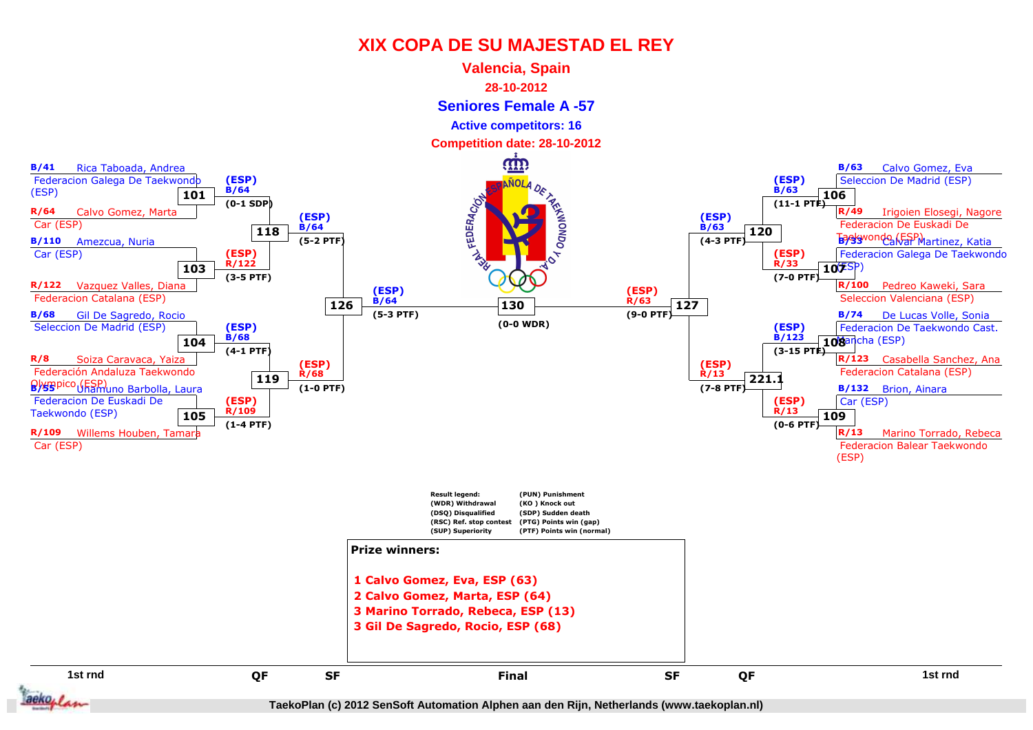# XIX COPA DE SU MAJESTAD EL REY

**Valencia, Spain**

**28-10-2012**

## Seniores Female A -57

**Active competitors: 16**

**Competition date: 28-10-2012**

### 1st round (left side)

| Match | Blue | Red | Winner | Result |
|---|---|---|---|---|
| 101 | B/41 Rica Taboada, Andrea – Federacion Galega De Taekwondo (ESP) | R/64 Calvo Gomez, Marta – Car (ESP) | (ESP) B/64 | (0-1 SDP) |
| 103 | B/110 Amezcua, Nuria – Car (ESP) | R/122 Vazquez Valles, Diana – Federacion Catalana (ESP) | (ESP) R/122 | (3-5 PTF) |
| 104 | B/68 Gil De Sagredo, Rocio – Seleccion De Madrid (ESP) | R/8 Soiza Caravaca, Yaiza – Federación Andaluza Taekwondo Olympico (ESP) | (ESP) B/68 | (4-1 PTF) |
| 105 | B/55 Unamuno Barbolla, Laura – Federacion De Euskadi De Taekwondo (ESP) | R/109 Willems Houben, Tamara – Car (ESP) | (ESP) R/109 | (1-4 PTF) |

### 1st round (right side)

| Match | Blue | Red | Winner | Result |
|---|---|---|---|---|
| 106 | B/63 Calvo Gomez, Eva – Seleccion De Madrid (ESP) | R/49 Irigoien Elosegi, Nagore – Federacion De Euskadi De Taekwondo (ESP) | (ESP) B/63 | (11-1 PTF) |
| 107 | B/33 Calvar Martinez, Katia – Federacion Galega De Taekwondo (ESP) | R/100 Pedreo Kaweki, Sara – Seleccion Valenciana (ESP) | (ESP) R/33 | (7-0 PTF) |
| 108 | B/74 De Lucas Volle, Sonia – Federacion De Taekwondo Cast. Mancha (ESP) | R/123 Casabella Sanchez, Ana – Federacion Catalana (ESP) | (ESP) B/123 | (3-15 PTF) |
| 109 | B/132 Brion, Ainara – Car (ESP) | R/13 Marino Torrado, Rebeca – Federacion Balear Taekwondo (ESP) | (ESP) R/13 | (0-6 PTF) |

### QF

| Match | Winner | Result |
|---|---|---|
| 118 | (ESP) B/64 | (5-2 PTF) |
| 119 | (ESP) R/68 | (1-0 PTF) |
| 120 | (ESP) B/63 | (4-3 PTF) |
| 221.1 | (ESP) R/13 | (7-8 PTF) |

### SF

| Match | Winner | Result |
|---|---|---|
| 126 | (ESP) B/64 | (5-3 PTF) |
| 127 | (ESP) R/63 | (9-0 PTF) |

### Final

| Match | Result |
|---|---|
| 130 | (0-0 WDR) |

**Result legend:**
(WDR) Withdrawal
(DSQ) Disqualified
(RSC) Ref. stop contest
(SUP) Superiority
(PUN) Punishment
(KO ) Knock out
(SDP) Sudden death
(PTG) Points win (gap)
(PTF) Points win (normal)

**Prize winners:**

1 Calvo Gomez, Eva, ESP (63)
2 Calvo Gomez, Marta, ESP (64)
3 Marino Torrado, Rebeca, ESP (13)
3 Gil De Sagredo, Rocio, ESP (68)

1st rnd | QF | SF | Final | SF | QF | 1st rnd

TaekoPlan (c) 2012 SenSoft Automation Alphen aan den Rijn, Netherlands (www.taekoplan.nl)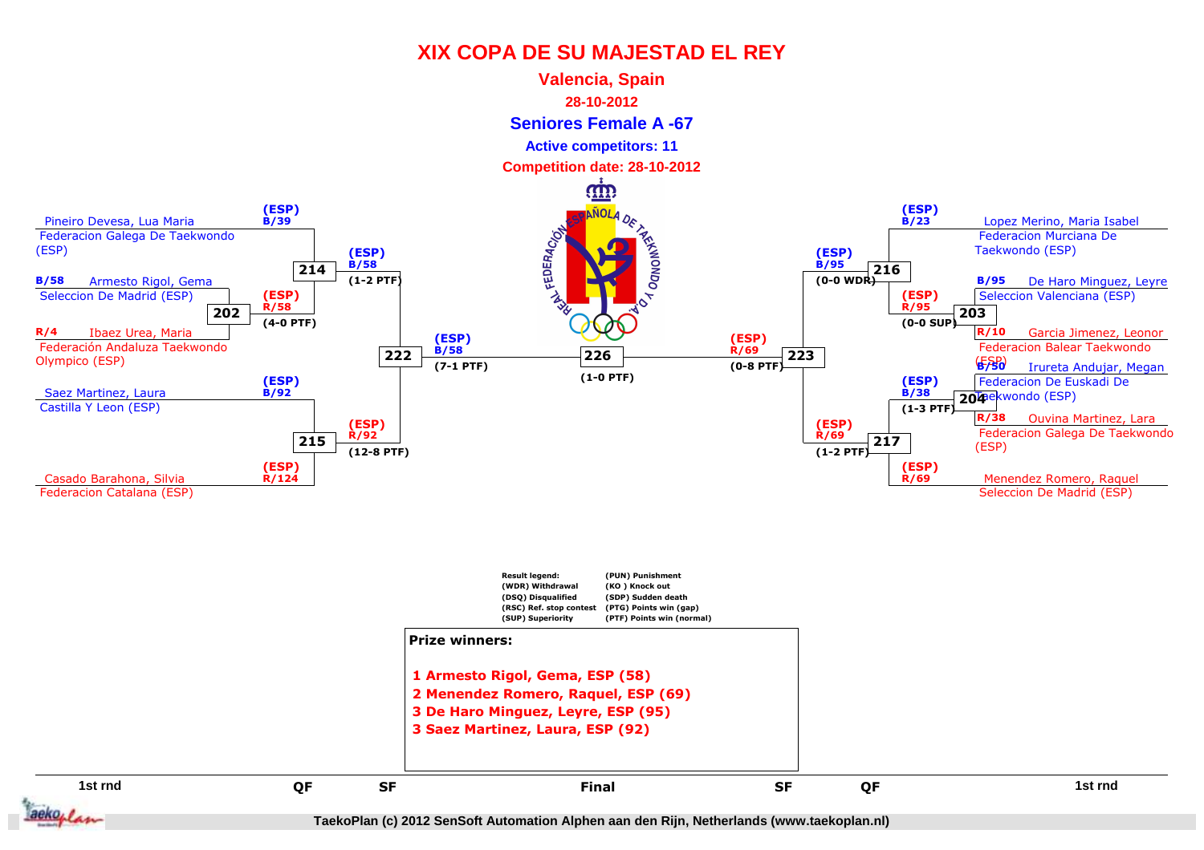# XIX COPA DE SU MAJESTAD EL REY

**Valencia, Spain**

**28-10-2012**

## Seniores Female A -67

**Active competitors: 11**

**Competition date: 28-10-2012**

### Left side

**1st rnd / QF**

- Pineiro Devesa, Lua Maria — Federacion Galega De Taekwondo (ESP) — (ESP) B/39
- B/58 Armesto Rigol, Gema — Seleccion De Madrid (ESP)
- R/4 Ibaez Urea, Maria — Federación Andaluza Taekwondo Olympico (ESP)
- Match 202: (ESP) R/58 (4-0 PTF)
- Match 214: (ESP) B/58 (1-2 PTF)
- Saez Martinez, Laura — Castilla Y Leon (ESP) — (ESP) B/92
- Casado Barahona, Silvia — Federacion Catalana (ESP) — (ESP) R/124
- Match 215: (ESP) R/92 (12-8 PTF)

**SF**

- Match 222: (ESP) B/58 (7-1 PTF)

### Final

- Match 226: (1-0 PTF)

### Right side

**SF**

- Match 223: (ESP) R/69 (0-8 PTF)

**QF / 1st rnd**

- Lopez Merino, Maria Isabel — Federacion Murciana De Taekwondo (ESP) — (ESP) B/23
- B/95 De Haro Minguez, Leyre — Seleccion Valenciana (ESP)
- R/10 Garcia Jimenez, Leonor — Federacion Balear Taekwondo (ESP)
- Match 203: (ESP) R/95 (0-0 SUP)
- Match 216: (ESP) B/95 (0-0 WDR)
- B/50 Irureta Andujar, Megan — Federacion De Euskadi De Taekwondo (ESP)
- R/38 Ouvina Martinez, Lara — Federacion Galega De Taekwondo (ESP)
- Match 204: (ESP) B/38 (1-3 PTF)
- Menendez Romero, Raquel — Seleccion De Madrid (ESP) — (ESP) R/69
- Match 217: (ESP) R/69 (1-2 PTF)

| Result legend: | |
|---|---|
| (WDR) Withdrawal | (PUN) Punishment |
| (DSQ) Disqualified | (KO ) Knock out |
| (RSC) Ref. stop contest | (SDP) Sudden death |
| (SUP) Superiority | (PTG) Points win (gap) |
| | (PTF) Points win (normal) |

**Prize winners:**

**1 Armesto Rigol, Gema, ESP (58)**
**2 Menendez Romero, Raquel, ESP (69)**
**3 De Haro Minguez, Leyre, ESP (95)**
**3 Saez Martinez, Laura, ESP (92)**

1st rnd | QF | SF | Final | SF | QF | 1st rnd

TaekoPlan (c) 2012 SenSoft Automation Alphen aan den Rijn, Netherlands (www.taekoplan.nl)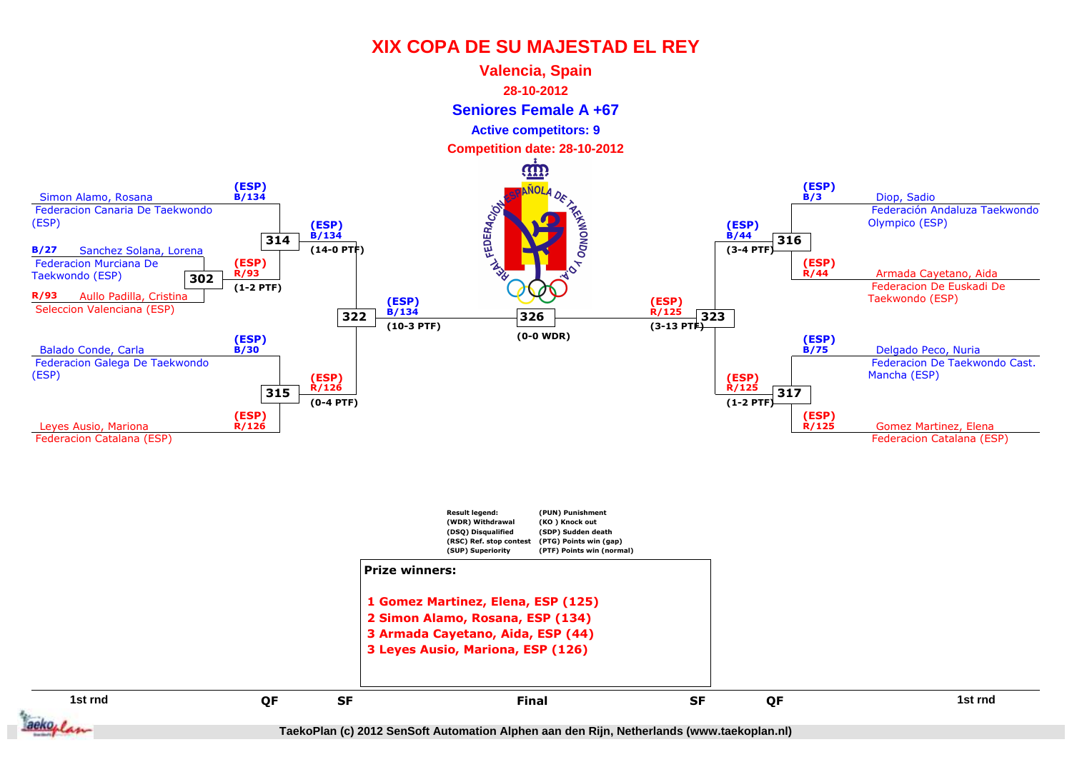# XIX COPA DE SU MAJESTAD EL REY

**Valencia, Spain**

**28-10-2012**

## Seniores Female A +67

**Active competitors: 9**

**Competition date: 28-10-2012**

Simon Alamo, Rosana
Federacion Canaria De Taekwondo (ESP)
(ESP) B/134

B/27 Sanchez Solana, Lorena
Federacion Murciana De Taekwondo (ESP)

R/93 Aullo Padilla, Cristina
Seleccion Valenciana (ESP)

302
(ESP) R/93
(1-2 PTF)

314
(ESP) B/134
(14-0 PTF)

Balado Conde, Carla
Federacion Galega De Taekwondo (ESP)
(ESP) B/30

Leyes Ausio, Mariona
Federacion Catalana (ESP)
(ESP) R/126

315
(ESP) R/126
(0-4 PTF)

322
(ESP) B/134
(10-3 PTF)

326
(0-0 WDR)

323
(ESP) R/125
(3-13 PTF)

Diop, Sadio
Federación Andaluza Taekwondo Olympico (ESP)
(ESP) B/3

Armada Cayetano, Aida
Federacion De Euskadi De Taekwondo (ESP)
(ESP) R/44

316
(ESP) B/44
(3-4 PTF)

Delgado Peco, Nuria
Federacion De Taekwondo Cast. Mancha (ESP)
(ESP) B/75

Gomez Martinez, Elena
Federacion Catalana (ESP)
(ESP) R/125

317
(ESP) R/125
(1-2 PTF)

**Result legend:**

| | |
|---|---|
| (WDR) Withdrawal | (PUN) Punishment |
| (DSQ) Disqualified | (KO ) Knock out |
| (RSC) Ref. stop contest | (SDP) Sudden death |
| (SUP) Superiority | (PTG) Points win (gap) |
| | (PTF) Points win (normal) |

**Prize winners:**

1 Gomez Martinez, Elena, ESP (125)
2 Simon Alamo, Rosana, ESP (134)
3 Armada Cayetano, Aida, ESP (44)
3 Leyes Ausio, Mariona, ESP (126)

1st rnd | QF | SF | Final | SF | QF | 1st rnd

TaekoPlan (c) 2012 SenSoft Automation Alphen aan den Rijn, Netherlands (www.taekoplan.nl)